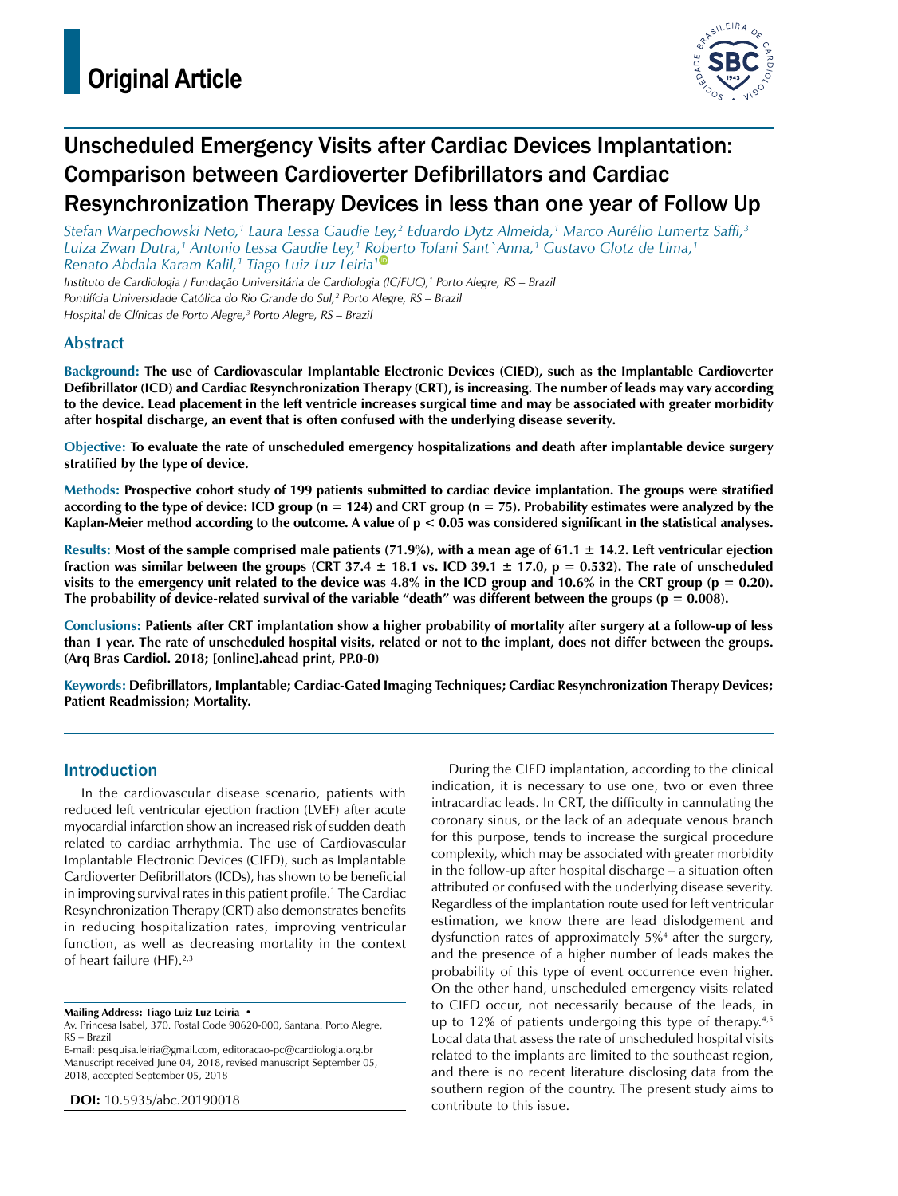Original Article

# Unscheduled Emergency Visits after Cardiac Devices Implantation: Comparison between Cardioverter Defibrillators and Cardiac Resynchronization Therapy Devices in less than one year of Follow Up

*Stefan Warpechowski Neto,[1] Laura Lessa Gaudie Ley,[2] Eduardo Dytz Almeida,[1] Marco Aurélio Lumertz Saffi,[3] Luiza Zwan Dutra,[1] Antonio Lessa Gaudie Ley,[1] Roberto Tofani Sant`Anna,[1] Gustavo Glotz de Lima,[1] Renato Abdala Karam Kalil,[1] Tiago Luiz Luz Leiria[1]*

*Instituto de Cardiologia / Fundação Universitária de Cardiologia (IC/FUC),[1] Porto Alegre, RS – Brazil*
*Pontifícia Universidade Católica do Rio Grande do Sul,[2] Porto Alegre, RS – Brazil*
*Hospital de Clínicas de Porto Alegre,[3] Porto Alegre, RS – Brazil*

## Abstract

**Background:** **The use of Cardiovascular Implantable Electronic Devices (CIED), such as the Implantable Cardioverter Defibrillator (ICD) and Cardiac Resynchronization Therapy (CRT), is increasing. The number of leads may vary according to the device. Lead placement in the left ventricle increases surgical time and may be associated with greater morbidity after hospital discharge, an event that is often confused with the underlying disease severity.**

**Objective:** **To evaluate the rate of unscheduled emergency hospitalizations and death after implantable device surgery stratified by the type of device.**

**Methods:** **Prospective cohort study of 199 patients submitted to cardiac device implantation. The groups were stratified according to the type of device: ICD group (n = 124) and CRT group (n = 75). Probability estimates were analyzed by the Kaplan-Meier method according to the outcome. A value of $p < 0.05$ was considered significant in the statistical analyses.**

**Results:** **Most of the sample comprised male patients (71.9%), with a mean age of 61.1 ± 14.2. Left ventricular ejection fraction was similar between the groups (CRT 37.4 ± 18.1 vs. ICD 39.1 ± 17.0, p = 0.532). The rate of unscheduled visits to the emergency unit related to the device was 4.8% in the ICD group and 10.6% in the CRT group (p = 0.20). The probability of device-related survival of the variable "death" was different between the groups (p = 0.008).**

**Conclusions:** **Patients after CRT implantation show a higher probability of mortality after surgery at a follow-up of less than 1 year. The rate of unscheduled hospital visits, related or not to the implant, does not differ between the groups. (Arq Bras Cardiol. 2018; [online].ahead print, PP.0-0)**

**Keywords:** **Defibrillators, Implantable; Cardiac-Gated Imaging Techniques; Cardiac Resynchronization Therapy Devices; Patient Readmission; Mortality.**

## Introduction

In the cardiovascular disease scenario, patients with reduced left ventricular ejection fraction (LVEF) after acute myocardial infarction show an increased risk of sudden death related to cardiac arrhythmia. The use of Cardiovascular Implantable Electronic Devices (CIED), such as Implantable Cardioverter Defibrillators (ICDs), has shown to be beneficial in improving survival rates in this patient profile.[1] The Cardiac Resynchronization Therapy (CRT) also demonstrates benefits in reducing hospitalization rates, improving ventricular function, as well as decreasing mortality in the context of heart failure (HF).[2,3]

During the CIED implantation, according to the clinical indication, it is necessary to use one, two or even three intracardiac leads. In CRT, the difficulty in cannulating the coronary sinus, or the lack of an adequate venous branch for this purpose, tends to increase the surgical procedure complexity, which may be associated with greater morbidity in the follow-up after hospital discharge – a situation often attributed or confused with the underlying disease severity. Regardless of the implantation route used for left ventricular estimation, we know there are lead dislodgement and dysfunction rates of approximately 5%[4] after the surgery, and the presence of a higher number of leads makes the probability of this type of event occurrence even higher. On the other hand, unscheduled emergency visits related to CIED occur, not necessarily because of the leads, in up to 12% of patients undergoing this type of therapy.[4,5] Local data that assess the rate of unscheduled hospital visits related to the implants are limited to the southeast region, and there is no recent literature disclosing data from the southern region of the country. The present study aims to contribute to this issue.

**Mailing Address: Tiago Luiz Luz Leiria •**
Av. Princesa Isabel, 370. Postal Code 90620-000, Santana. Porto Alegre, RS – Brazil
E-mail: pesquisa.leiria@gmail.com, editoracao-pc@cardiologia.org.br
Manuscript received June 04, 2018, revised manuscript September 05, 2018, accepted September 05, 2018

**DOI:** 10.5935/abc.20190018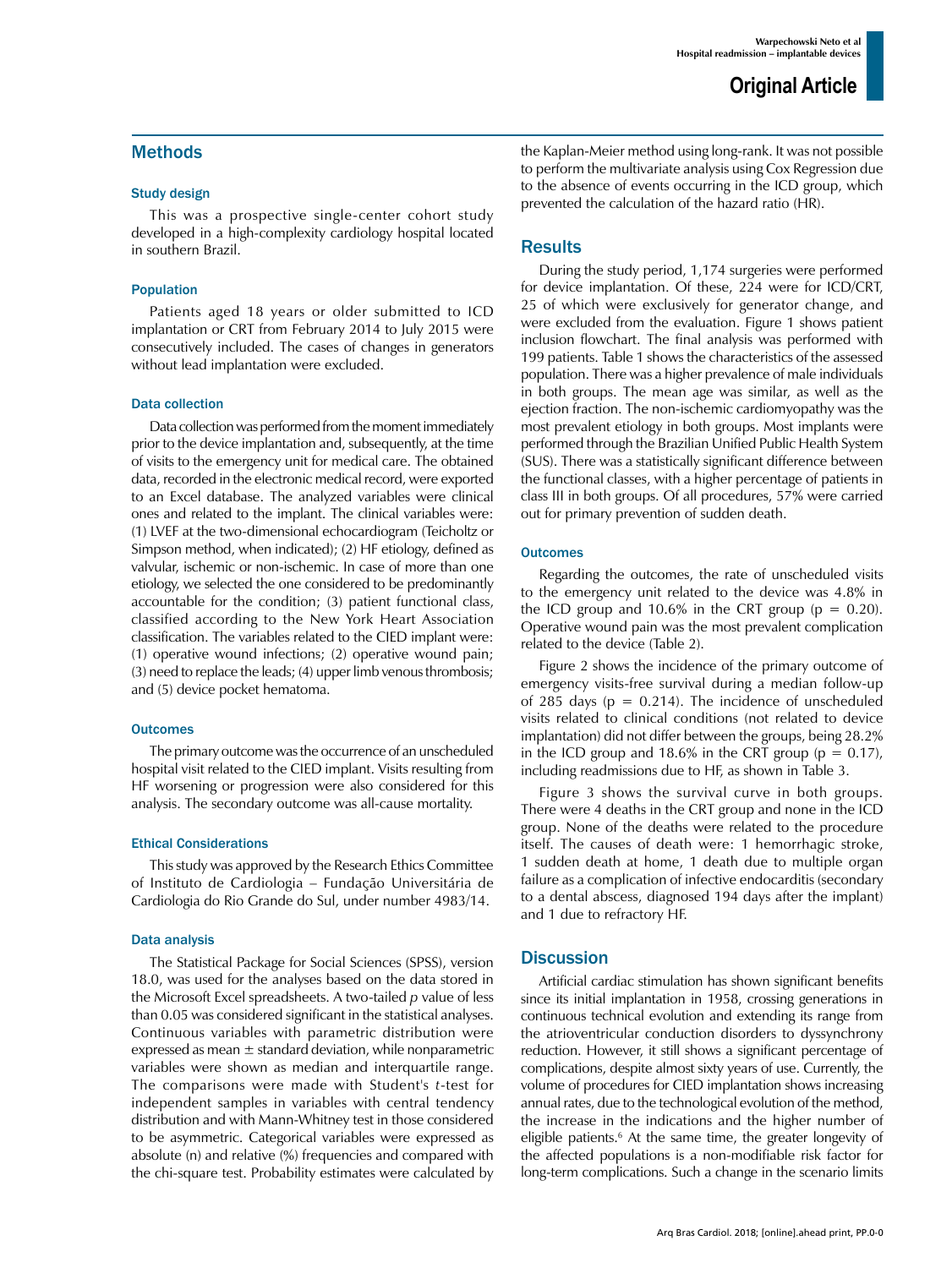## Methods

### Study design

This was a prospective single-center cohort study developed in a high-complexity cardiology hospital located in southern Brazil.

### Population

Patients aged 18 years or older submitted to ICD implantation or CRT from February 2014 to July 2015 were consecutively included. The cases of changes in generators without lead implantation were excluded.

### Data collection

Data collection was performed from the moment immediately prior to the device implantation and, subsequently, at the time of visits to the emergency unit for medical care. The obtained data, recorded in the electronic medical record, were exported to an Excel database. The analyzed variables were clinical ones and related to the implant. The clinical variables were: (1) LVEF at the two-dimensional echocardiogram (Teicholtz or Simpson method, when indicated); (2) HF etiology, defined as valvular, ischemic or non-ischemic. In case of more than one etiology, we selected the one considered to be predominantly accountable for the condition; (3) patient functional class, classified according to the New York Heart Association classification. The variables related to the CIED implant were: (1) operative wound infections; (2) operative wound pain; (3) need to replace the leads; (4) upper limb venous thrombosis; and (5) device pocket hematoma.

### Outcomes

The primary outcome was the occurrence of an unscheduled hospital visit related to the CIED implant. Visits resulting from HF worsening or progression were also considered for this analysis. The secondary outcome was all-cause mortality.

### Ethical Considerations

This study was approved by the Research Ethics Committee of Instituto de Cardiologia – Fundação Universitária de Cardiologia do Rio Grande do Sul, under number 4983/14.

### Data analysis

The Statistical Package for Social Sciences (SPSS), version 18.0, was used for the analyses based on the data stored in the Microsoft Excel spreadsheets. A two-tailed *p* value of less than 0.05 was considered significant in the statistical analyses. Continuous variables with parametric distribution were expressed as mean ± standard deviation, while nonparametric variables were shown as median and interquartile range. The comparisons were made with Student's *t*-test for independent samples in variables with central tendency distribution and with Mann-Whitney test in those considered to be asymmetric. Categorical variables were expressed as absolute (n) and relative (%) frequencies and compared with the chi-square test. Probability estimates were calculated by the Kaplan-Meier method using long-rank. It was not possible to perform the multivariate analysis using Cox Regression due to the absence of events occurring in the ICD group, which prevented the calculation of the hazard ratio (HR).

## Results

During the study period, 1,174 surgeries were performed for device implantation. Of these, 224 were for ICD/CRT, 25 of which were exclusively for generator change, and were excluded from the evaluation. Figure 1 shows patient inclusion flowchart. The final analysis was performed with 199 patients. Table 1 shows the characteristics of the assessed population. There was a higher prevalence of male individuals in both groups. The mean age was similar, as well as the ejection fraction. The non-ischemic cardiomyopathy was the most prevalent etiology in both groups. Most implants were performed through the Brazilian Unified Public Health System (SUS). There was a statistically significant difference between the functional classes, with a higher percentage of patients in class III in both groups. Of all procedures, 57% were carried out for primary prevention of sudden death.

### Outcomes

Regarding the outcomes, the rate of unscheduled visits to the emergency unit related to the device was 4.8% in the ICD group and 10.6% in the CRT group ($p = 0.20$). Operative wound pain was the most prevalent complication related to the device (Table 2).

Figure 2 shows the incidence of the primary outcome of emergency visits-free survival during a median follow-up of 285 days ($p = 0.214$). The incidence of unscheduled visits related to clinical conditions (not related to device implantation) did not differ between the groups, being 28.2% in the ICD group and 18.6% in the CRT group ($p = 0.17$), including readmissions due to HF, as shown in Table 3.

Figure 3 shows the survival curve in both groups. There were 4 deaths in the CRT group and none in the ICD group. None of the deaths were related to the procedure itself. The causes of death were: 1 hemorrhagic stroke, 1 sudden death at home, 1 death due to multiple organ failure as a complication of infective endocarditis (secondary to a dental abscess, diagnosed 194 days after the implant) and 1 due to refractory HF.

## Discussion

Artificial cardiac stimulation has shown significant benefits since its initial implantation in 1958, crossing generations in continuous technical evolution and extending its range from the atrioventricular conduction disorders to dyssynchrony reduction. However, it still shows a significant percentage of complications, despite almost sixty years of use. Currently, the volume of procedures for CIED implantation shows increasing annual rates, due to the technological evolution of the method, the increase in the indications and the higher number of eligible patients.[6] At the same time, the greater longevity of the affected populations is a non-modifiable risk factor for long-term complications. Such a change in the scenario limits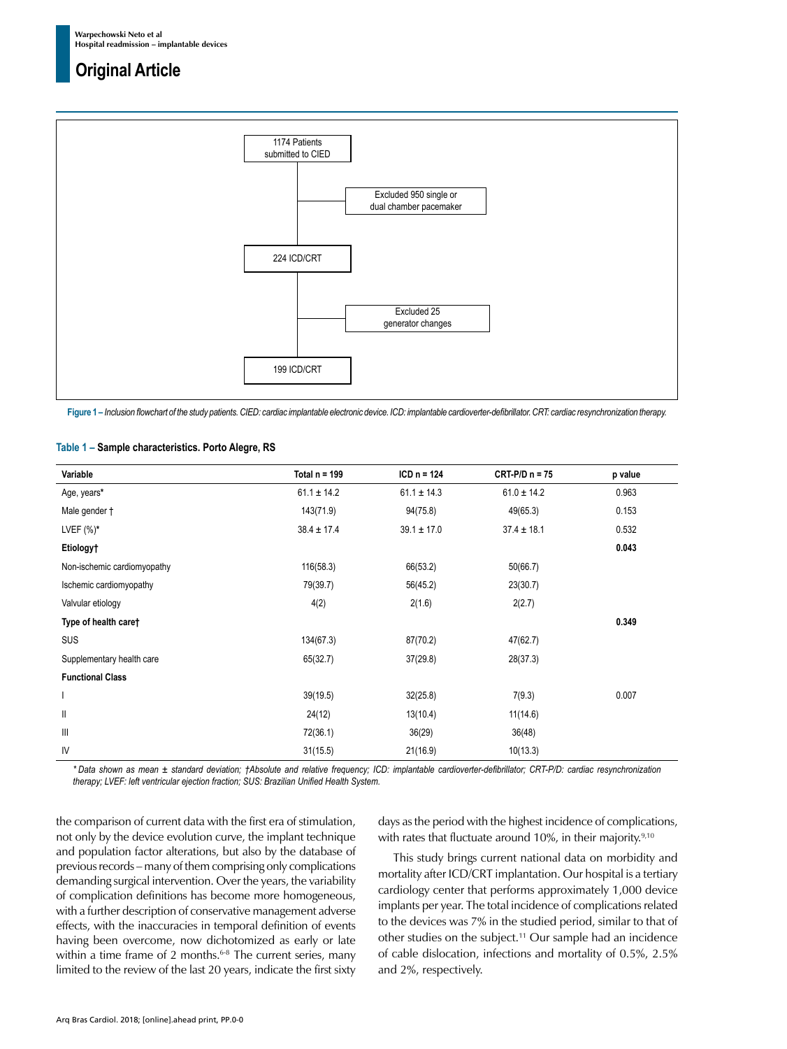1174 Patients submitted to CIED

Excluded 950 single or dual chamber pacemaker

224 ICD/CRT

Excluded 25 generator changes

199 ICD/CRT

**Figure 1 –** *Inclusion flowchart of the study patients. CIED: cardiac implantable electronic device. ICD: implantable cardioverter-defibrillator. CRT: cardiac resynchronization therapy.*

**Table 1 – Sample characteristics. Porto Alegre, RS**

| Variable | Total n = 199 | ICD n = 124 | CRT-P/D n = 75 | p value |
|---|---|---|---|---|
| Age, years* | 61.1 ± 14.2 | 61.1 ± 14.3 | 61.0 ± 14.2 | 0.963 |
| Male gender † | 143(71.9) | 94(75.8) | 49(65.3) | 0.153 |
| LVEF (%)* | 38.4 ± 17.4 | 39.1 ± 17.0 | 37.4 ± 18.1 | 0.532 |
| **Etiology†** | | | | **0.043** |
| Non-ischemic cardiomyopathy | 116(58.3) | 66(53.2) | 50(66.7) | |
| Ischemic cardiomyopathy | 79(39.7) | 56(45.2) | 23(30.7) | |
| Valvular etiology | 4(2) | 2(1.6) | 2(2.7) | |
| **Type of health care†** | | | | **0.349** |
| SUS | 134(67.3) | 87(70.2) | 47(62.7) | |
| Supplementary health care | 65(32.7) | 37(29.8) | 28(37.3) | |
| **Functional Class** | | | | |
| I | 39(19.5) | 32(25.8) | 7(9.3) | 0.007 |
| II | 24(12) | 13(10.4) | 11(14.6) | |
| III | 72(36.1) | 36(29) | 36(48) | |
| IV | 31(15.5) | 21(16.9) | 10(13.3) | |

*\* Data shown as mean ± standard deviation; †Absolute and relative frequency; ICD: implantable cardioverter-defibrillator; CRT-P/D: cardiac resynchronization therapy; LVEF: left ventricular ejection fraction; SUS: Brazilian Unified Health System.*

the comparison of current data with the first era of stimulation, not only by the device evolution curve, the implant technique and population factor alterations, but also by the database of previous records – many of them comprising only complications demanding surgical intervention. Over the years, the variability of complication definitions has become more homogeneous, with a further description of conservative management adverse effects, with the inaccuracies in temporal definition of events having been overcome, now dichotomized as early or late within a time frame of 2 months.[6-8] The current series, many limited to the review of the last 20 years, indicate the first sixty days as the period with the highest incidence of complications, with rates that fluctuate around 10%, in their majority.[9,10]

This study brings current national data on morbidity and mortality after ICD/CRT implantation. Our hospital is a tertiary cardiology center that performs approximately 1,000 device implants per year. The total incidence of complications related to the devices was 7% in the studied period, similar to that of other studies on the subject.[11] Our sample had an incidence of cable dislocation, infections and mortality of 0.5%, 2.5% and 2%, respectively.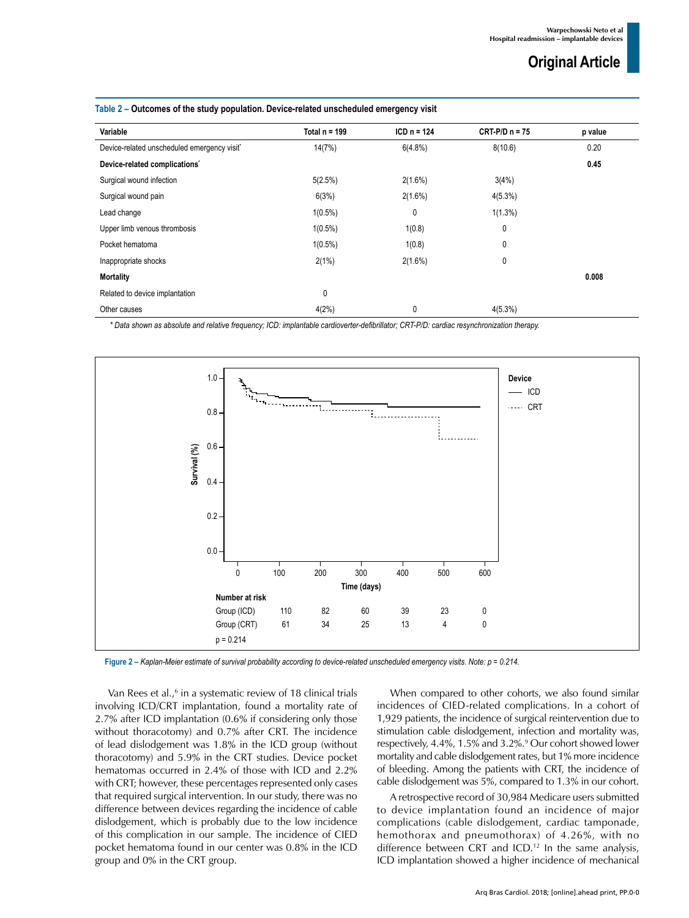**Table 2 – Outcomes of the study population. Device-related unscheduled emergency visit**

| Variable | Total n = 199 | ICD n = 124 | CRT-P/D n = 75 | p value |
|---|---|---|---|---|
| Device-related unscheduled emergency visit* | 14(7%) | 6(4.8%) | 8(10.6) | 0.20 |
| **Device-related complications*** | | | | **0.45** |
| Surgical wound infection | 5(2.5%) | 2(1.6%) | 3(4%) | |
| Surgical wound pain | 6(3%) | 2(1.6%) | 4(5.3%) | |
| Lead change | 1(0.5%) | 0 | 1(1.3%) | |
| Upper limb venous thrombosis | 1(0.5%) | 1(0.8) | 0 | |
| Pocket hematoma | 1(0.5%) | 1(0.8) | 0 | |
| Inappropriate shocks | 2(1%) | 2(1.6%) | 0 | |
| **Mortality** | | | | **0.008** |
| Related to device implantation | 0 | | | |
| Other causes | 4(2%) | 0 | 4(5.3%) | |

*\* Data shown as absolute and relative frequency; ICD: implantable cardioverter-defibrillator; CRT-P/D: cardiac resynchronization therapy.*

| Number at risk | 100 | 200 | 300 | 400 | 500 | 600 |
|---|---|---|---|---|---|---|
| Group (ICD) | 110 | 82 | 60 | 39 | 23 | 0 |
| Group (CRT) | 61 | 34 | 25 | 13 | 4 | 0 |

p = 0.214

**Figure 2 –** *Kaplan-Meier estimate of survival probability according to device-related unscheduled emergency visits. Note: p = 0.214.*

Van Rees et al.,[6] in a systematic review of 18 clinical trials involving ICD/CRT implantation, found a mortality rate of 2.7% after ICD implantation (0.6% if considering only those without thoracotomy) and 0.7% after CRT. The incidence of lead dislodgement was 1.8% in the ICD group (without thoracotomy) and 5.9% in the CRT studies. Device pocket hematomas occurred in 2.4% of those with ICD and 2.2% with CRT; however, these percentages represented only cases that required surgical intervention. In our study, there was no difference between devices regarding the incidence of cable dislodgement, which is probably due to the low incidence of this complication in our sample. The incidence of CIED pocket hematoma found in our center was 0.8% in the ICD group and 0% in the CRT group.

When compared to other cohorts, we also found similar incidences of CIED-related complications. In a cohort of 1,929 patients, the incidence of surgical reintervention due to stimulation cable dislodgement, infection and mortality was, respectively, 4.4%, 1.5% and 3.2%.[9] Our cohort showed lower mortality and cable dislodgement rates, but 1% more incidence of bleeding. Among the patients with CRT, the incidence of cable dislodgement was 5%, compared to 1.3% in our cohort.

A retrospective record of 30,984 Medicare users submitted to device implantation found an incidence of major complications (cable dislodgement, cardiac tamponade, hemothorax and pneumothorax) of 4.26%, with no difference between CRT and ICD.[12] In the same analysis, ICD implantation showed a higher incidence of mechanical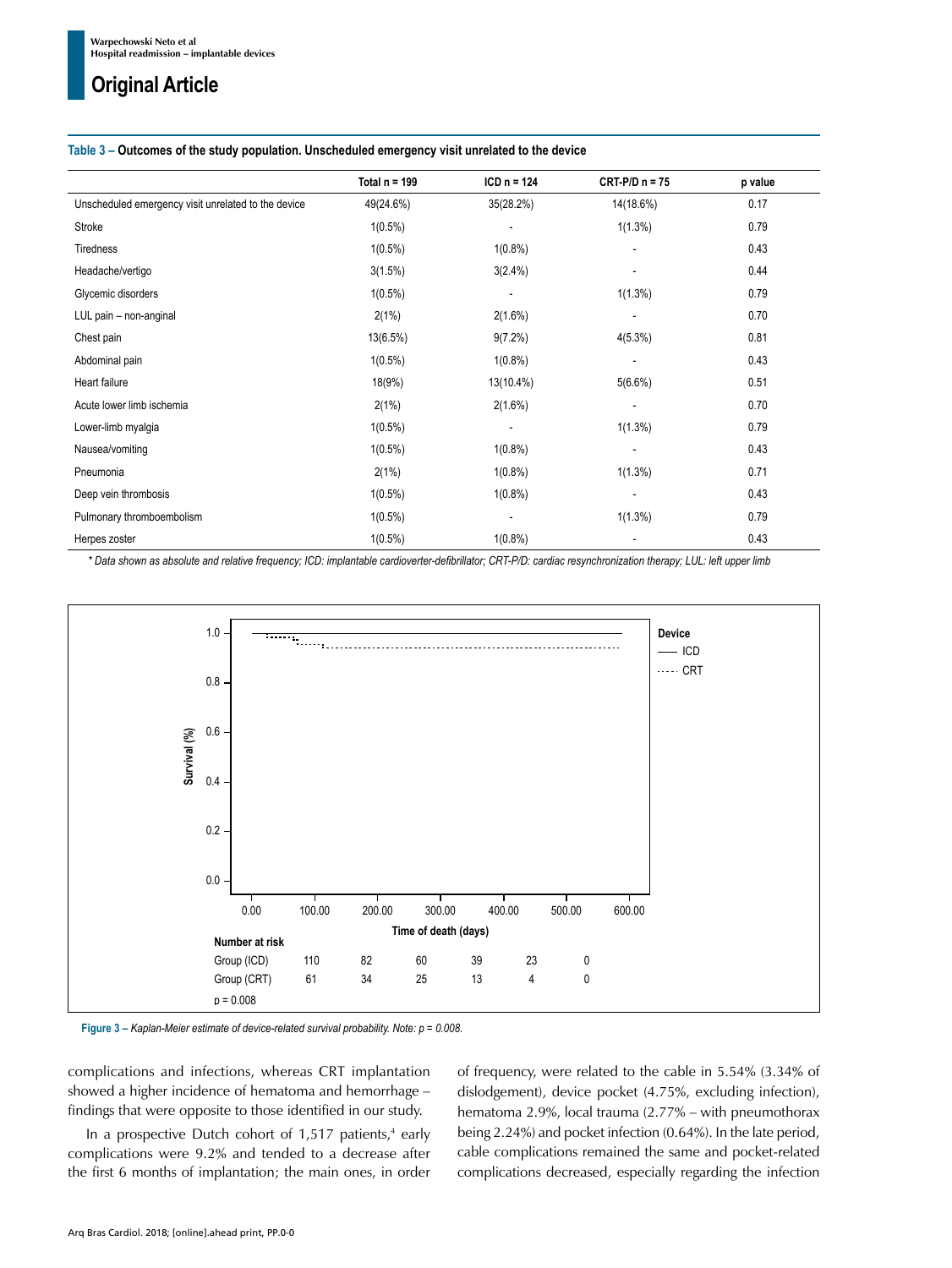**Table 3 – Outcomes of the study population. Unscheduled emergency visit unrelated to the device**

| | Total n = 199 | ICD n = 124 | CRT-P/D n = 75 | p value |
|---|---|---|---|---|
| Unscheduled emergency visit unrelated to the device | 49(24.6%) | 35(28.2%) | 14(18.6%) | 0.17 |
| Stroke | 1(0.5%) | - | 1(1.3%) | 0.79 |
| Tiredness | 1(0.5%) | 1(0.8%) | - | 0.43 |
| Headache/vertigo | 3(1.5%) | 3(2.4%) | - | 0.44 |
| Glycemic disorders | 1(0.5%) | - | 1(1.3%) | 0.79 |
| LUL pain – non-anginal | 2(1%) | 2(1.6%) | - | 0.70 |
| Chest pain | 13(6.5%) | 9(7.2%) | 4(5.3%) | 0.81 |
| Abdominal pain | 1(0.5%) | 1(0.8%) | - | 0.43 |
| Heart failure | 18(9%) | 13(10.4%) | 5(6.6%) | 0.51 |
| Acute lower limb ischemia | 2(1%) | 2(1.6%) | - | 0.70 |
| Lower-limb myalgia | 1(0.5%) | - | 1(1.3%) | 0.79 |
| Nausea/vomiting | 1(0.5%) | 1(0.8%) | - | 0.43 |
| Pneumonia | 2(1%) | 1(0.8%) | 1(1.3%) | 0.71 |
| Deep vein thrombosis | 1(0.5%) | 1(0.8%) | - | 0.43 |
| Pulmonary thromboembolism | 1(0.5%) | - | 1(1.3%) | 0.79 |
| Herpes zoster | 1(0.5%) | 1(0.8%) | - | 0.43 |

*\* Data shown as absolute and relative frequency; ICD: implantable cardioverter-defibrillator; CRT-P/D: cardiac resynchronization therapy; LUL: left upper limb*

| Number at risk | 0.00 | 100.00 | 200.00 | 300.00 | 400.00 | 500.00 |
|---|---|---|---|---|---|---|
| Group (ICD) | 110 | 82 | 60 | 39 | 23 | 0 |
| Group (CRT) | 61 | 34 | 25 | 13 | 4 | 0 |

p = 0.008

**Figure 3 –** *Kaplan-Meier estimate of device-related survival probability. Note: p = 0.008.*

complications and infections, whereas CRT implantation showed a higher incidence of hematoma and hemorrhage – findings that were opposite to those identified in our study.

In a prospective Dutch cohort of 1,517 patients,[4] early complications were 9.2% and tended to a decrease after the first 6 months of implantation; the main ones, in order of frequency, were related to the cable in 5.54% (3.34% of dislodgement), device pocket (4.75%, excluding infection), hematoma 2.9%, local trauma (2.77% – with pneumothorax being 2.24%) and pocket infection (0.64%). In the late period, cable complications remained the same and pocket-related complications decreased, especially regarding the infection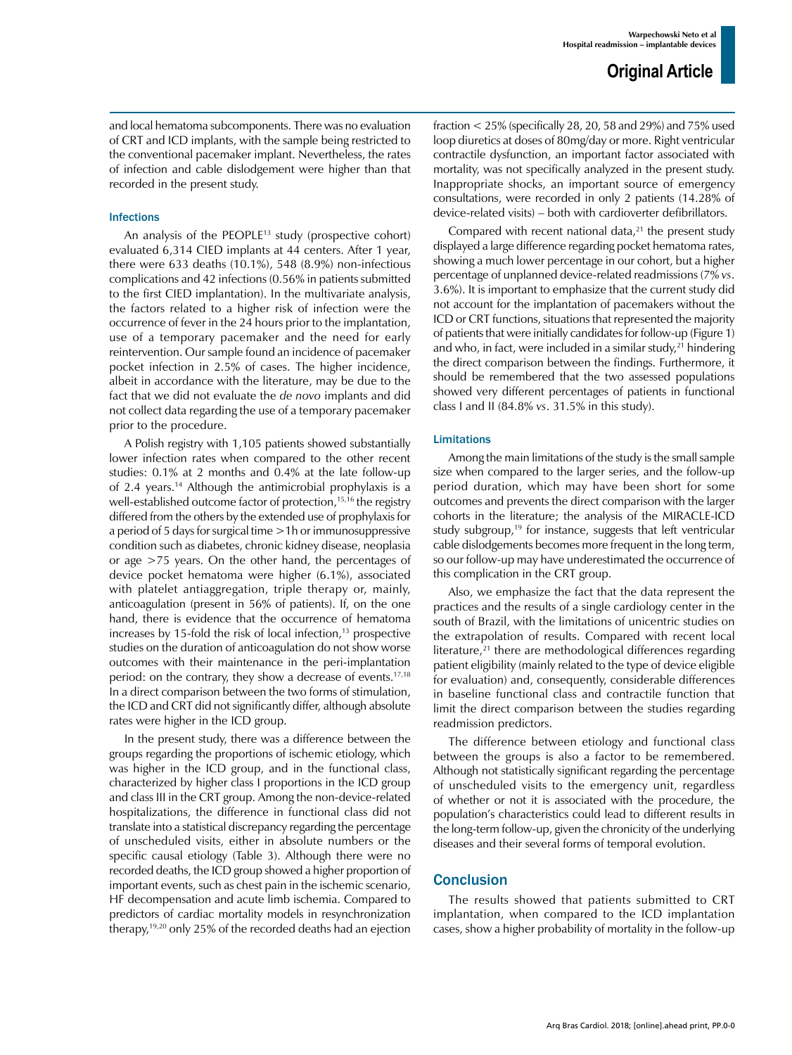and local hematoma subcomponents. There was no evaluation of CRT and ICD implants, with the sample being restricted to the conventional pacemaker implant. Nevertheless, the rates of infection and cable dislodgement were higher than that recorded in the present study.

### Infections

An analysis of the PEOPLE[13] study (prospective cohort) evaluated 6,314 CIED implants at 44 centers. After 1 year, there were 633 deaths (10.1%), 548 (8.9%) non-infectious complications and 42 infections (0.56% in patients submitted to the first CIED implantation). In the multivariate analysis, the factors related to a higher risk of infection were the occurrence of fever in the 24 hours prior to the implantation, use of a temporary pacemaker and the need for early reintervention. Our sample found an incidence of pacemaker pocket infection in 2.5% of cases. The higher incidence, albeit in accordance with the literature, may be due to the fact that we did not evaluate the *de novo* implants and did not collect data regarding the use of a temporary pacemaker prior to the procedure.

A Polish registry with 1,105 patients showed substantially lower infection rates when compared to the other recent studies: 0.1% at 2 months and 0.4% at the late follow-up of 2.4 years.[14] Although the antimicrobial prophylaxis is a well-established outcome factor of protection,[15,16] the registry differed from the others by the extended use of prophylaxis for a period of 5 days for surgical time >1h or immunosuppressive condition such as diabetes, chronic kidney disease, neoplasia or age >75 years. On the other hand, the percentages of device pocket hematoma were higher (6.1%), associated with platelet antiaggregation, triple therapy or, mainly, anticoagulation (present in 56% of patients). If, on the one hand, there is evidence that the occurrence of hematoma increases by 15-fold the risk of local infection,[13] prospective studies on the duration of anticoagulation do not show worse outcomes with their maintenance in the peri-implantation period: on the contrary, they show a decrease of events.[17,18] In a direct comparison between the two forms of stimulation, the ICD and CRT did not significantly differ, although absolute rates were higher in the ICD group.

In the present study, there was a difference between the groups regarding the proportions of ischemic etiology, which was higher in the ICD group, and in the functional class, characterized by higher class I proportions in the ICD group and class III in the CRT group. Among the non-device-related hospitalizations, the difference in functional class did not translate into a statistical discrepancy regarding the percentage of unscheduled visits, either in absolute numbers or the specific causal etiology (Table 3). Although there were no recorded deaths, the ICD group showed a higher proportion of important events, such as chest pain in the ischemic scenario, HF decompensation and acute limb ischemia. Compared to predictors of cardiac mortality models in resynchronization therapy,[19,20] only 25% of the recorded deaths had an ejection fraction < 25% (specifically 28, 20, 58 and 29%) and 75% used loop diuretics at doses of 80mg/day or more. Right ventricular contractile dysfunction, an important factor associated with mortality, was not specifically analyzed in the present study. Inappropriate shocks, an important source of emergency consultations, were recorded in only 2 patients (14.28% of device-related visits) – both with cardioverter defibrillators.

Compared with recent national data,[21] the present study displayed a large difference regarding pocket hematoma rates, showing a much lower percentage in our cohort, but a higher percentage of unplanned device-related readmissions (7% *vs*. 3.6%). It is important to emphasize that the current study did not account for the implantation of pacemakers without the ICD or CRT functions, situations that represented the majority of patients that were initially candidates for follow-up (Figure 1) and who, in fact, were included in a similar study,[21] hindering the direct comparison between the findings. Furthermore, it should be remembered that the two assessed populations showed very different percentages of patients in functional class I and II (84.8% *vs*. 31.5% in this study).

### Limitations

Among the main limitations of the study is the small sample size when compared to the larger series, and the follow-up period duration, which may have been short for some outcomes and prevents the direct comparison with the larger cohorts in the literature; the analysis of the MIRACLE-ICD study subgroup,[19] for instance, suggests that left ventricular cable dislodgements becomes more frequent in the long term, so our follow-up may have underestimated the occurrence of this complication in the CRT group.

Also, we emphasize the fact that the data represent the practices and the results of a single cardiology center in the south of Brazil, with the limitations of unicentric studies on the extrapolation of results. Compared with recent local literature,[21] there are methodological differences regarding patient eligibility (mainly related to the type of device eligible for evaluation) and, consequently, considerable differences in baseline functional class and contractile function that limit the direct comparison between the studies regarding readmission predictors.

The difference between etiology and functional class between the groups is also a factor to be remembered. Although not statistically significant regarding the percentage of unscheduled visits to the emergency unit, regardless of whether or not it is associated with the procedure, the population's characteristics could lead to different results in the long-term follow-up, given the chronicity of the underlying diseases and their several forms of temporal evolution.

## Conclusion

The results showed that patients submitted to CRT implantation, when compared to the ICD implantation cases, show a higher probability of mortality in the follow-up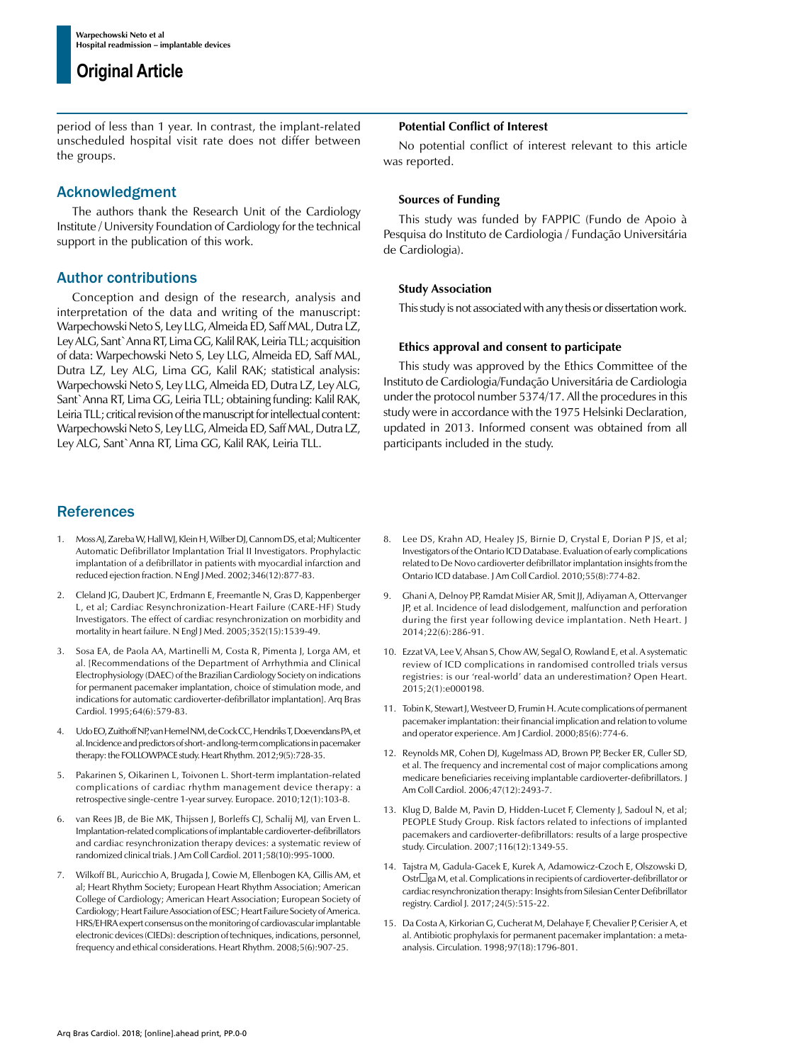period of less than 1 year. In contrast, the implant-related unscheduled hospital visit rate does not differ between the groups.

## Acknowledgment

The authors thank the Research Unit of the Cardiology Institute / University Foundation of Cardiology for the technical support in the publication of this work.

## Author contributions

Conception and design of the research, analysis and interpretation of the data and writing of the manuscript: Warpechowski Neto S, Ley LLG, Almeida ED, Saff MAL, Dutra LZ, Ley ALG, Sant`Anna RT, Lima GG, Kalil RAK, Leiria TLL; acquisition of data: Warpechowski Neto S, Ley LLG, Almeida ED, Saff MAL, Dutra LZ, Ley ALG, Lima GG, Kalil RAK; statistical analysis: Warpechowski Neto S, Ley LLG, Almeida ED, Dutra LZ, Ley ALG, Sant`Anna RT, Lima GG, Leiria TLL; obtaining funding: Kalil RAK, Leiria TLL; critical revision of the manuscript for intellectual content: Warpechowski Neto S, Ley LLG, Almeida ED, Saff MAL, Dutra LZ, Ley ALG, Sant`Anna RT, Lima GG, Kalil RAK, Leiria TLL.

**Potential Conflict of Interest**

No potential conflict of interest relevant to this article was reported.

**Sources of Funding**

This study was funded by FAPPIC (Fundo de Apoio à Pesquisa do Instituto de Cardiologia / Fundação Universitária de Cardiologia).

**Study Association**

This study is not associated with any thesis or dissertation work.

**Ethics approval and consent to participate**

This study was approved by the Ethics Committee of the Instituto de Cardiologia/Fundação Universitária de Cardiologia under the protocol number 5374/17. All the procedures in this study were in accordance with the 1975 Helsinki Declaration, updated in 2013. Informed consent was obtained from all participants included in the study.

## References

1. Moss AJ, Zareba W, Hall WJ, Klein H, Wilber DJ, Cannom DS, et al; Multicenter Automatic Defibrillator Implantation Trial II Investigators. Prophylactic implantation of a defibrillator in patients with myocardial infarction and reduced ejection fraction. N Engl J Med. 2002;346(12):877-83.
2. Cleland JG, Daubert JC, Erdmann E, Freemantle N, Gras D, Kappenberger L, et al; Cardiac Resynchronization-Heart Failure (CARE-HF) Study Investigators. The effect of cardiac resynchronization on morbidity and mortality in heart failure. N Engl J Med. 2005;352(15):1539-49.
3. Sosa EA, de Paola AA, Martinelli M, Costa R, Pimenta J, Lorga AM, et al. [Recommendations of the Department of Arrhythmia and Clinical Electrophysiology (DAEC) of the Brazilian Cardiology Society on indications for permanent pacemaker implantation, choice of stimulation mode, and indications for automatic cardioverter-defibrillator implantation]. Arq Bras Cardiol. 1995;64(6):579-83.
4. Udo EO, Zuithoff NP, van Hemel NM, de Cock CC, Hendriks T, Doevendans PA, et al. Incidence and predictors of short- and long-term complications in pacemaker therapy: the FOLLOWPACE study. Heart Rhythm. 2012;9(5):728-35.
5. Pakarinen S, Oikarinen L, Toivonen L. Short-term implantation-related complications of cardiac rhythm management device therapy: a retrospective single-centre 1-year survey. Europace. 2010;12(1):103-8.
6. van Rees JB, de Bie MK, Thijssen J, Borleffs CJ, Schalij MJ, van Erven L. Implantation-related complications of implantable cardioverter-defibrillators and cardiac resynchronization therapy devices: a systematic review of randomized clinical trials. J Am Coll Cardiol. 2011;58(10):995-1000.
7. Wilkoff BL, Auricchio A, Brugada J, Cowie M, Ellenbogen KA, Gillis AM, et al; Heart Rhythm Society; European Heart Rhythm Association; American College of Cardiology; American Heart Association; European Society of Cardiology; Heart Failure Association of ESC; Heart Failure Society of America. HRS/EHRA expert consensus on the monitoring of cardiovascular implantable electronic devices (CIEDs): description of techniques, indications, personnel, frequency and ethical considerations. Heart Rhythm. 2008;5(6):907-25.
8. Lee DS, Krahn AD, Healey JS, Birnie D, Crystal E, Dorian P JS, et al; Investigators of the Ontario ICD Database. Evaluation of early complications related to De Novo cardioverter defibrillator implantation insights from the Ontario ICD database. J Am Coll Cardiol. 2010;55(8):774-82.
9. Ghani A, Delnoy PP, Ramdat Misier AR, Smit JJ, Adiyaman A, Ottervanger JP, et al. Incidence of lead dislodgement, malfunction and perforation during the first year following device implantation. Neth Heart. J 2014;22(6):286-91.
10. Ezzat VA, Lee V, Ahsan S, Chow AW, Segal O, Rowland E, et al. A systematic review of ICD complications in randomised controlled trials versus registries: is our 'real-world' data an underestimation? Open Heart. 2015;2(1):e000198.
11. Tobin K, Stewart J, Westveer D, Frumin H. Acute complications of permanent pacemaker implantation: their financial implication and relation to volume and operator experience. Am J Cardiol. 2000;85(6):774-6.
12. Reynolds MR, Cohen DJ, Kugelmass AD, Brown PP, Becker ER, Culler SD, et al. The frequency and incremental cost of major complications among medicare beneficiaries receiving implantable cardioverter-defibrillators. J Am Coll Cardiol. 2006;47(12):2493-7.
13. Klug D, Balde M, Pavin D, Hidden-Lucet F, Clementy J, Sadoul N, et al; PEOPLE Study Group. Risk factors related to infections of implanted pacemakers and cardioverter-defibrillators: results of a large prospective study. Circulation. 2007;116(12):1349-55.
14. Tajstra M, Gadula-Gacek E, Kurek A, Adamowicz-Czoch E, Olszowski D, Ostr□ga M, et al. Complications in recipients of cardioverter-defibrillator or cardiac resynchronization therapy: Insights from Silesian Center Defibrillator registry. Cardiol J. 2017;24(5):515-22.
15. Da Costa A, Kirkorian G, Cucherat M, Delahaye F, Chevalier P, Cerisier A, et al. Antibiotic prophylaxis for permanent pacemaker implantation: a meta-analysis. Circulation. 1998;97(18):1796-801.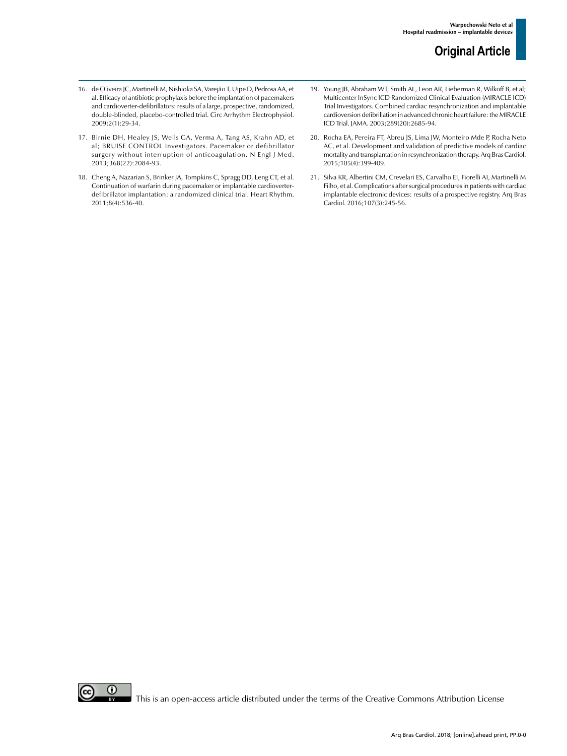16. de Oliveira JC, Martinelli M, Nishioka SA, Varejão T, Uipe D, Pedrosa AA, et al. Efficacy of antibiotic prophylaxis before the implantation of pacemakers and cardioverter-defibrillators: results of a large, prospective, randomized, double-blinded, placebo-controlled trial. Circ Arrhythm Electrophysiol. 2009;2(1):29-34.

17. Birnie DH, Healey JS, Wells GA, Verma A, Tang AS, Krahn AD, et al; BRUISE CONTROL Investigators. Pacemaker or defibrillator surgery without interruption of anticoagulation. N Engl J Med. 2013;368(22):2084-93.

18. Cheng A, Nazarian S, Brinker JA, Tompkins C, Spragg DD, Leng CT, et al. Continuation of warfarin during pacemaker or implantable cardioverter-defibrillator implantation: a randomized clinical trial. Heart Rhythm. 2011;8(4):536-40.

19. Young JB, Abraham WT, Smith AL, Leon AR, Lieberman R, Wilkoff B, et al; Multicenter InSync ICD Randomized Clinical Evaluation (MIRACLE ICD) Trial Investigators. Combined cardiac resynchronization and implantable cardioversion defibrillation in advanced chronic heart failure: the MIRACLE ICD Trial. JAMA. 2003;289(20):2685-94.

20. Rocha EA, Pereira FT, Abreu JS, Lima JW, Monteiro Mde P, Rocha Neto AC, et al. Development and validation of predictive models of cardiac mortality and transplantation in resynchronization therapy. Arq Bras Cardiol. 2015;105(4):399-409.

21. Silva KR, Albertini CM, Crevelari ES, Carvalho EI, Fiorelli AI, Martinelli M Filho, et al. Complications after surgical procedures in patients with cardiac implantable electronic devices: results of a prospective registry. Arq Bras Cardiol. 2016;107(3):245-56.

This is an open-access article distributed under the terms of the Creative Commons Attribution License